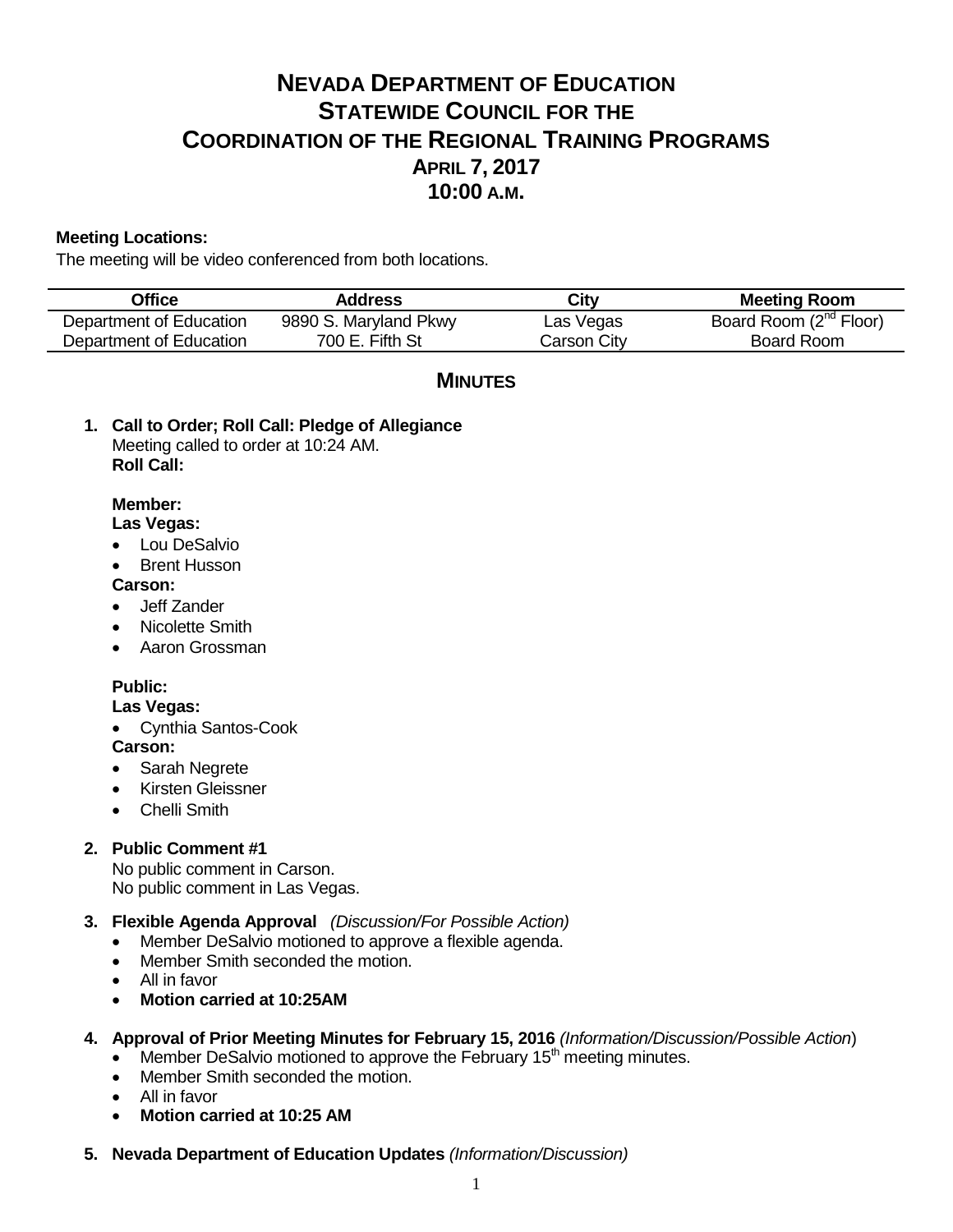# NEVADA DEPARTMENT OF EDUCATION
# STATEWIDE COUNCIL FOR THE COORDINATION OF THE REGIONAL TRAINING PROGRAMS
## APRIL 7, 2017
## 10:00 A.M.

**Meeting Locations:**

The meeting will be video conferenced from both locations.

| Office | Address | City | Meeting Room |
|---|---|---|---|
| Department of Education | 9890 S. Maryland Pkwy | Las Vegas | Board Room (2nd Floor) |
| Department of Education | 700 E. Fifth St | Carson City | Board Room |

## MINUTES

1. **Call to Order; Roll Call: Pledge of Allegiance**
   Meeting called to order at 10:24 AM.
   **Roll Call:**

   **Member:**
   **Las Vegas:**
   - Lou DeSalvio
   - Brent Husson

   **Carson:**
   - Jeff Zander
   - Nicolette Smith
   - Aaron Grossman

   **Public:**
   **Las Vegas:**
   - Cynthia Santos-Cook

   **Carson:**
   - Sarah Negrete
   - Kirsten Gleissner
   - Chelli Smith

2. **Public Comment #1**
   No public comment in Carson.
   No public comment in Las Vegas.

3. **Flexible Agenda Approval** *(Discussion/For Possible Action)*
   - Member DeSalvio motioned to approve a flexible agenda.
   - Member Smith seconded the motion.
   - All in favor
   - **Motion carried at 10:25AM**

4. **Approval of Prior Meeting Minutes for February 15, 2016** *(Information/Discussion/Possible Action)*
   - Member DeSalvio motioned to approve the February 15th meeting minutes.
   - Member Smith seconded the motion.
   - All in favor
   - **Motion carried at 10:25 AM**

5. **Nevada Department of Education Updates** *(Information/Discussion)*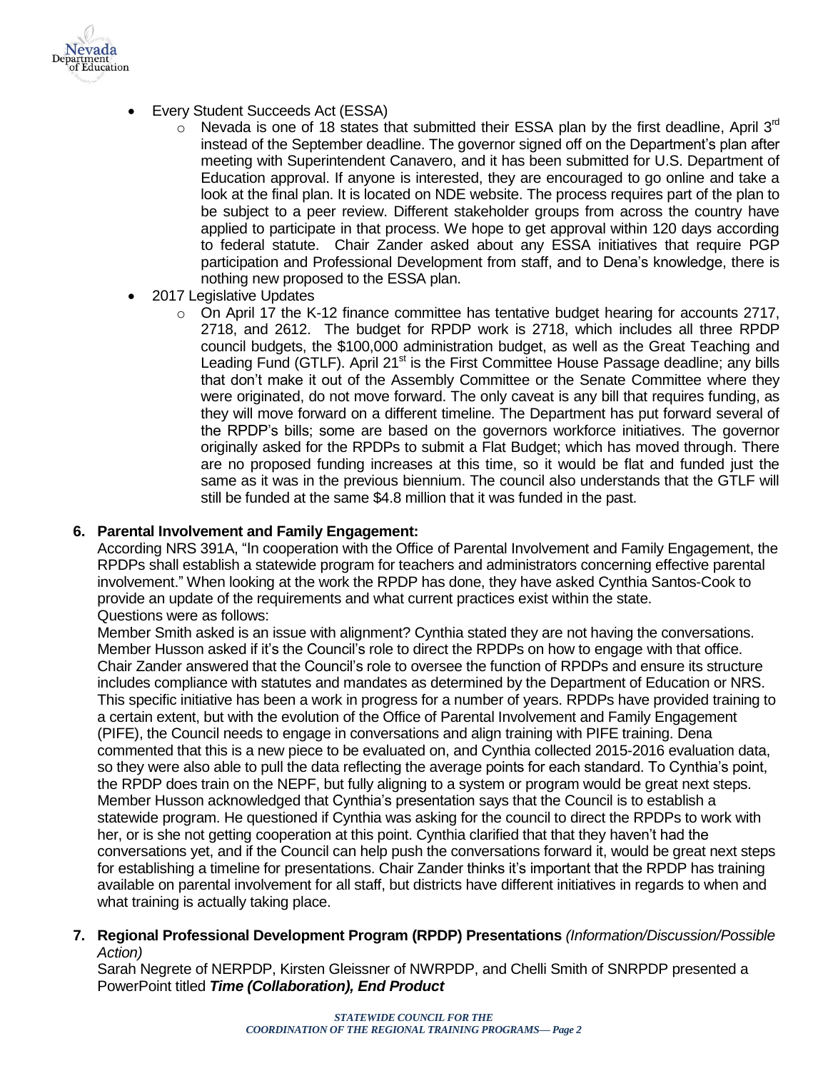- Every Student Succeeds Act (ESSA)
  - Nevada is one of 18 states that submitted their ESSA plan by the first deadline, April 3rd instead of the September deadline. The governor signed off on the Department's plan after meeting with Superintendent Canavero, and it has been submitted for U.S. Department of Education approval. If anyone is interested, they are encouraged to go online and take a look at the final plan. It is located on NDE website. The process requires part of the plan to be subject to a peer review. Different stakeholder groups from across the country have applied to participate in that process. We hope to get approval within 120 days according to federal statute. Chair Zander asked about any ESSA initiatives that require PGP participation and Professional Development from staff, and to Dena's knowledge, there is nothing new proposed to the ESSA plan.
- 2017 Legislative Updates
  - On April 17 the K-12 finance committee has tentative budget hearing for accounts 2717, 2718, and 2612. The budget for RPDP work is 2718, which includes all three RPDP council budgets, the $100,000 administration budget, as well as the Great Teaching and Leading Fund (GTLF). April 21st is the First Committee House Passage deadline; any bills that don't make it out of the Assembly Committee or the Senate Committee where they were originated, do not move forward. The only caveat is any bill that requires funding, as they will move forward on a different timeline. The Department has put forward several of the RPDP's bills; some are based on the governors workforce initiatives. The governor originally asked for the RPDPs to submit a Flat Budget; which has moved through. There are no proposed funding increases at this time, so it would be flat and funded just the same as it was in the previous biennium. The council also understands that the GTLF will still be funded at the same $4.8 million that it was funded in the past.

**6. Parental Involvement and Family Engagement:**

According NRS 391A, "In cooperation with the Office of Parental Involvement and Family Engagement, the RPDPs shall establish a statewide program for teachers and administrators concerning effective parental involvement." When looking at the work the RPDP has done, they have asked Cynthia Santos-Cook to provide an update of the requirements and what current practices exist within the state.
Questions were as follows:
Member Smith asked is an issue with alignment? Cynthia stated they are not having the conversations. Member Husson asked if it's the Council's role to direct the RPDPs on how to engage with that office. Chair Zander answered that the Council's role to oversee the function of RPDPs and ensure its structure includes compliance with statutes and mandates as determined by the Department of Education or NRS. This specific initiative has been a work in progress for a number of years. RPDPs have provided training to a certain extent, but with the evolution of the Office of Parental Involvement and Family Engagement (PIFE), the Council needs to engage in conversations and align training with PIFE training. Dena commented that this is a new piece to be evaluated on, and Cynthia collected 2015-2016 evaluation data, so they were also able to pull the data reflecting the average points for each standard. To Cynthia's point, the RPDP does train on the NEPF, but fully aligning to a system or program would be great next steps. Member Husson acknowledged that Cynthia's presentation says that the Council is to establish a statewide program. He questioned if Cynthia was asking for the council to direct the RPDPs to work with her, or is she not getting cooperation at this point. Cynthia clarified that that they haven't had the conversations yet, and if the Council can help push the conversations forward it, would be great next steps for establishing a timeline for presentations. Chair Zander thinks it's important that the RPDP has training available on parental involvement for all staff, but districts have different initiatives in regards to when and what training is actually taking place.

**7. Regional Professional Development Program (RPDP) Presentations** *(Information/Discussion/Possible Action)*

Sarah Negrete of NERPDP, Kirsten Gleissner of NWRPDP, and Chelli Smith of SNRPDP presented a PowerPoint titled ***Time (Collaboration), End Product***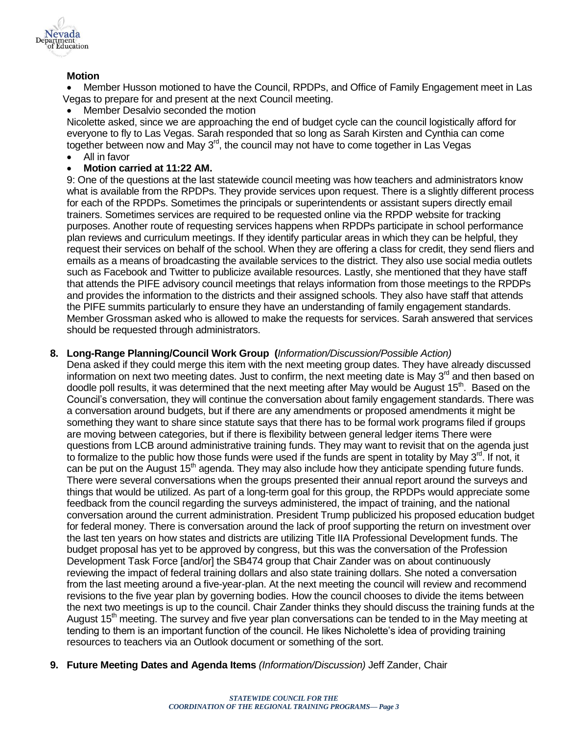**Motion**

- Member Husson motioned to have the Council, RPDPs, and Office of Family Engagement meet in Las Vegas to prepare for and present at the next Council meeting.
- Member Desalvio seconded the motion

Nicolette asked, since we are approaching the end of budget cycle can the council logistically afford for everyone to fly to Las Vegas. Sarah responded that so long as Sarah Kirsten and Cynthia can come together between now and May 3rd, the council may not have to come together in Las Vegas

- All in favor
- **Motion carried at 11:22 AM.**

9: One of the questions at the last statewide council meeting was how teachers and administrators know what is available from the RPDPs. They provide services upon request. There is a slightly different process for each of the RPDPs. Sometimes the principals or superintendents or assistant supers directly email trainers. Sometimes services are required to be requested online via the RPDP website for tracking purposes. Another route of requesting services happens when RPDPs participate in school performance plan reviews and curriculum meetings. If they identify particular areas in which they can be helpful, they request their services on behalf of the school. When they are offering a class for credit, they send fliers and emails as a means of broadcasting the available services to the district. They also use social media outlets such as Facebook and Twitter to publicize available resources. Lastly, she mentioned that they have staff that attends the PIFE advisory council meetings that relays information from those meetings to the RPDPs and provides the information to the districts and their assigned schools. They also have staff that attends the PIFE summits particularly to ensure they have an understanding of family engagement standards. Member Grossman asked who is allowed to make the requests for services. Sarah answered that services should be requested through administrators.

**8. Long-Range Planning/Council Work Group (***Information/Discussion/Possible Action)*

Dena asked if they could merge this item with the next meeting group dates. They have already discussed information on next two meeting dates. Just to confirm, the next meeting date is May 3rd and then based on doodle poll results, it was determined that the next meeting after May would be August 15th. Based on the Council's conversation, they will continue the conversation about family engagement standards. There was a conversation around budgets, but if there are any amendments or proposed amendments it might be something they want to share since statute says that there has to be formal work programs filed if groups are moving between categories, but if there is flexibility between general ledger items There were questions from LCB around administrative training funds. They may want to revisit that on the agenda just to formalize to the public how those funds were used if the funds are spent in totality by May 3rd. If not, it can be put on the August 15th agenda. They may also include how they anticipate spending future funds. There were several conversations when the groups presented their annual report around the surveys and things that would be utilized. As part of a long-term goal for this group, the RPDPs would appreciate some feedback from the council regarding the surveys administered, the impact of training, and the national conversation around the current administration. President Trump publicized his proposed education budget for federal money. There is conversation around the lack of proof supporting the return on investment over the last ten years on how states and districts are utilizing Title IIA Professional Development funds. The budget proposal has yet to be approved by congress, but this was the conversation of the Profession Development Task Force [and/or] the SB474 group that Chair Zander was on about continuously reviewing the impact of federal training dollars and also state training dollars. She noted a conversation from the last meeting around a five-year-plan. At the next meeting the council will review and recommend revisions to the five year plan by governing bodies. How the council chooses to divide the items between the next two meetings is up to the council. Chair Zander thinks they should discuss the training funds at the August 15th meeting. The survey and five year plan conversations can be tended to in the May meeting at tending to them is an important function of the council. He likes Nicholette's idea of providing training resources to teachers via an Outlook document or something of the sort.

**9. Future Meeting Dates and Agenda Items** *(Information/Discussion)* Jeff Zander, Chair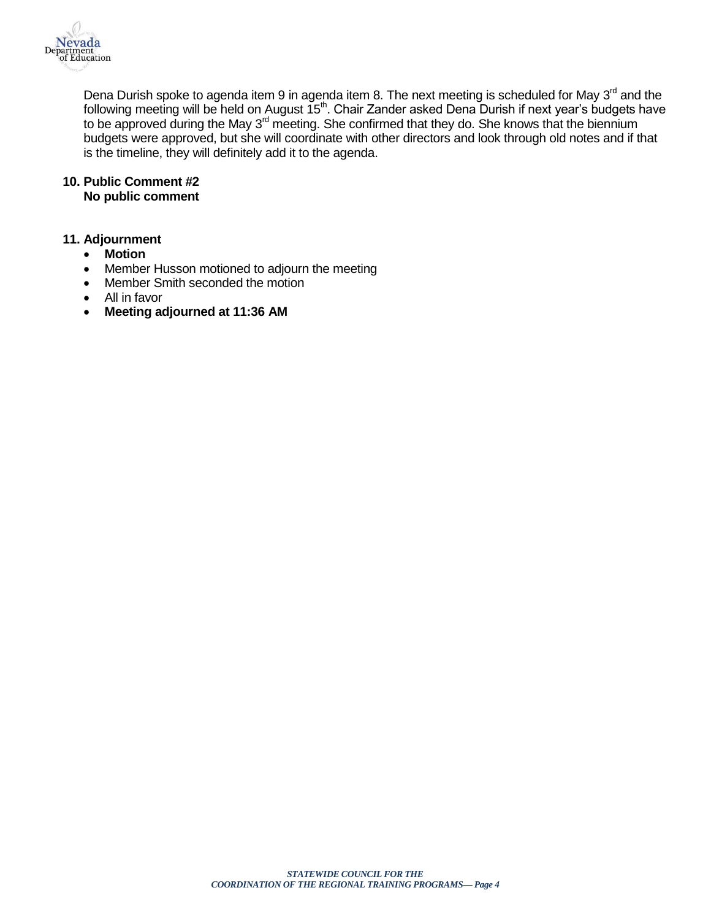Dena Durish spoke to agenda item 9 in agenda item 8. The next meeting is scheduled for May 3rd and the following meeting will be held on August 15th. Chair Zander asked Dena Durish if next year's budgets have to be approved during the May 3rd meeting. She confirmed that they do. She knows that the biennium budgets were approved, but she will coordinate with other directors and look through old notes and if that is the timeline, they will definitely add it to the agenda.

**10. Public Comment #2**
**No public comment**

**11. Adjournment**

- **Motion**
- Member Husson motioned to adjourn the meeting
- Member Smith seconded the motion
- All in favor
- **Meeting adjourned at 11:36 AM**